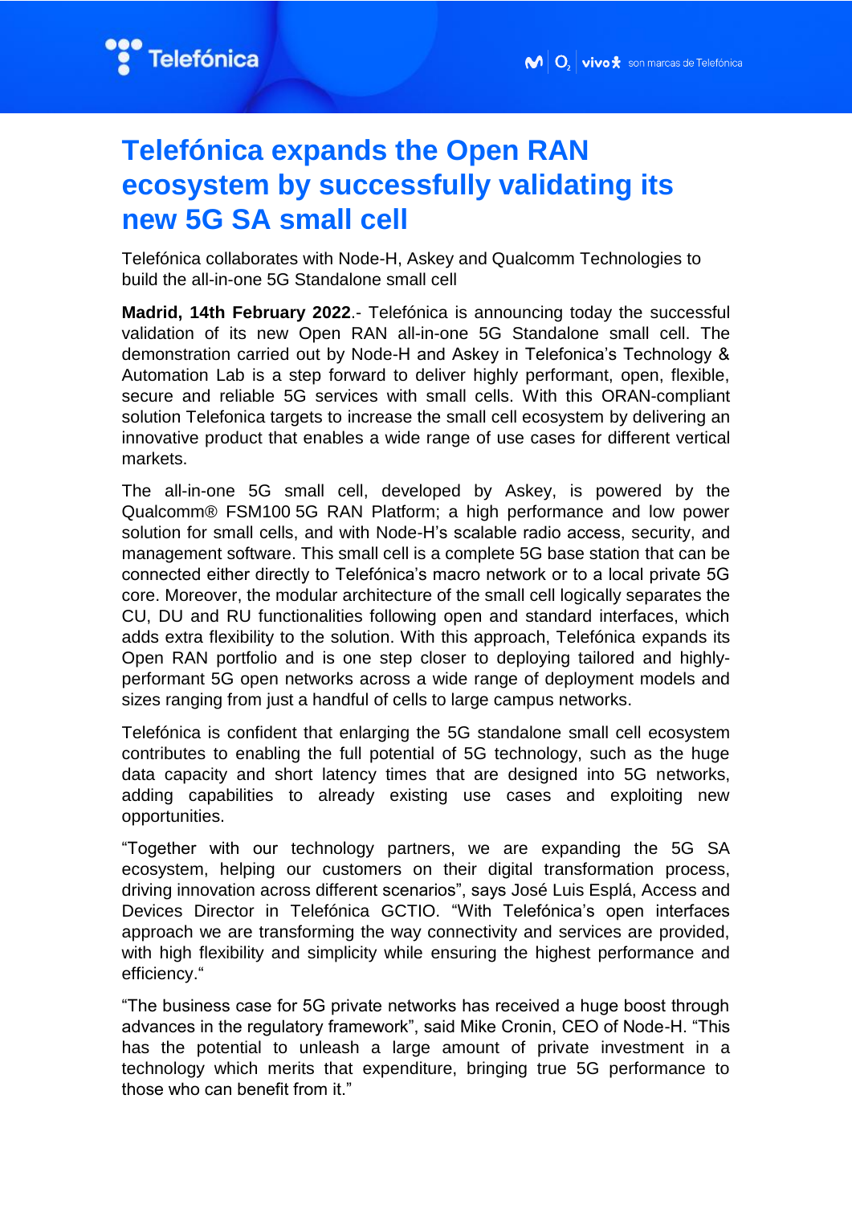# Telefónica expands the Open RAN ecosystem by successfully validating its new 5G SA small cell

Telefónica collaborates with Node-H, Askey and Qualcomm Technologies to build the all-in-one 5G Standalone small cell

**Madrid, 14th February 2022**.- Telefónica is announcing today the successful validation of its new Open RAN all-in-one 5G Standalone small cell. The demonstration carried out by Node-H and Askey in Telefonica's Technology & Automation Lab is a step forward to deliver highly performant, open, flexible, secure and reliable 5G services with small cells. With this ORAN-compliant solution Telefonica targets to increase the small cell ecosystem by delivering an innovative product that enables a wide range of use cases for different vertical markets.

The all-in-one 5G small cell, developed by Askey, is powered by the Qualcomm® FSM100 5G RAN Platform; a high performance and low power solution for small cells, and with Node-H's scalable radio access, security, and management software. This small cell is a complete 5G base station that can be connected either directly to Telefónica's macro network or to a local private 5G core. Moreover, the modular architecture of the small cell logically separates the CU, DU and RU functionalities following open and standard interfaces, which adds extra flexibility to the solution. With this approach, Telefónica expands its Open RAN portfolio and is one step closer to deploying tailored and highly-performant 5G open networks across a wide range of deployment models and sizes ranging from just a handful of cells to large campus networks.

Telefónica is confident that enlarging the 5G standalone small cell ecosystem contributes to enabling the full potential of 5G technology, such as the huge data capacity and short latency times that are designed into 5G networks, adding capabilities to already existing use cases and exploiting new opportunities.

"Together with our technology partners, we are expanding the 5G SA ecosystem, helping our customers on their digital transformation process, driving innovation across different scenarios", says José Luis Esplá, Access and Devices Director in Telefónica GCTIO. "With Telefónica's open interfaces approach we are transforming the way connectivity and services are provided, with high flexibility and simplicity while ensuring the highest performance and efficiency."

"The business case for 5G private networks has received a huge boost through advances in the regulatory framework", said Mike Cronin, CEO of Node-H. "This has the potential to unleash a large amount of private investment in a technology which merits that expenditure, bringing true 5G performance to those who can benefit from it."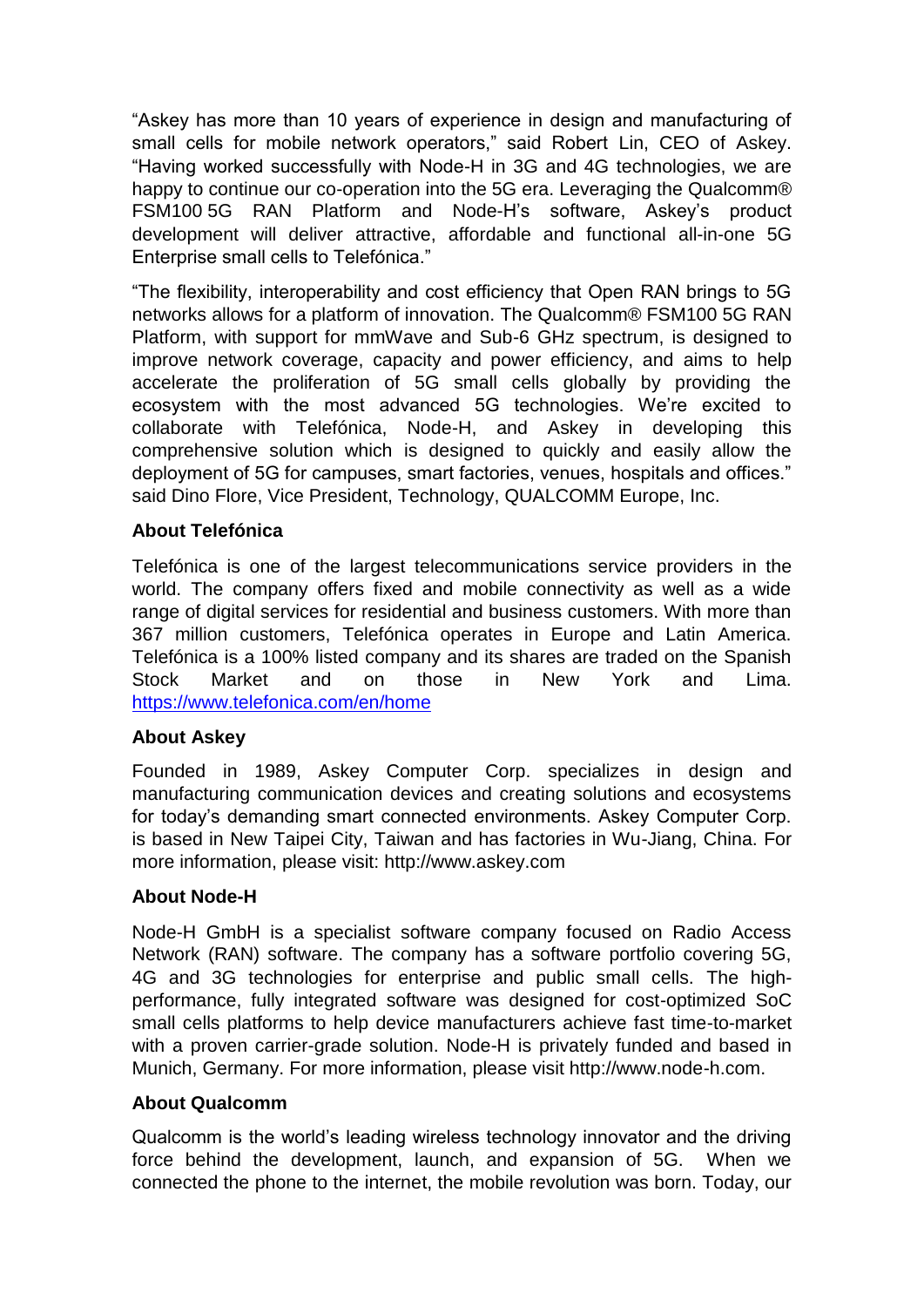"Askey has more than 10 years of experience in design and manufacturing of small cells for mobile network operators," said Robert Lin, CEO of Askey. "Having worked successfully with Node-H in 3G and 4G technologies, we are happy to continue our co-operation into the 5G era. Leveraging the Qualcomm® FSM100 5G RAN Platform and Node-H's software, Askey's product development will deliver attractive, affordable and functional all-in-one 5G Enterprise small cells to Telefónica."

"The flexibility, interoperability and cost efficiency that Open RAN brings to 5G networks allows for a platform of innovation. The Qualcomm® FSM100 5G RAN Platform, with support for mmWave and Sub-6 GHz spectrum, is designed to improve network coverage, capacity and power efficiency, and aims to help accelerate the proliferation of 5G small cells globally by providing the ecosystem with the most advanced 5G technologies. We're excited to collaborate with Telefónica, Node-H, and Askey in developing this comprehensive solution which is designed to quickly and easily allow the deployment of 5G for campuses, smart factories, venues, hospitals and offices." said Dino Flore, Vice President, Technology, QUALCOMM Europe, Inc.

**About Telefónica**

Telefónica is one of the largest telecommunications service providers in the world. The company offers fixed and mobile connectivity as well as a wide range of digital services for residential and business customers. With more than 367 million customers, Telefónica operates in Europe and Latin America. Telefónica is a 100% listed company and its shares are traded on the Spanish Stock Market and on those in New York and Lima. https://www.telefonica.com/en/home

**About Askey**

Founded in 1989, Askey Computer Corp. specializes in design and manufacturing communication devices and creating solutions and ecosystems for today's demanding smart connected environments. Askey Computer Corp. is based in New Taipei City, Taiwan and has factories in Wu-Jiang, China. For more information, please visit: http://www.askey.com

**About Node-H**

Node-H GmbH is a specialist software company focused on Radio Access Network (RAN) software. The company has a software portfolio covering 5G, 4G and 3G technologies for enterprise and public small cells. The high-performance, fully integrated software was designed for cost-optimized SoC small cells platforms to help device manufacturers achieve fast time-to-market with a proven carrier-grade solution. Node-H is privately funded and based in Munich, Germany. For more information, please visit http://www.node-h.com.

**About Qualcomm**

Qualcomm is the world's leading wireless technology innovator and the driving force behind the development, launch, and expansion of 5G. When we connected the phone to the internet, the mobile revolution was born. Today, our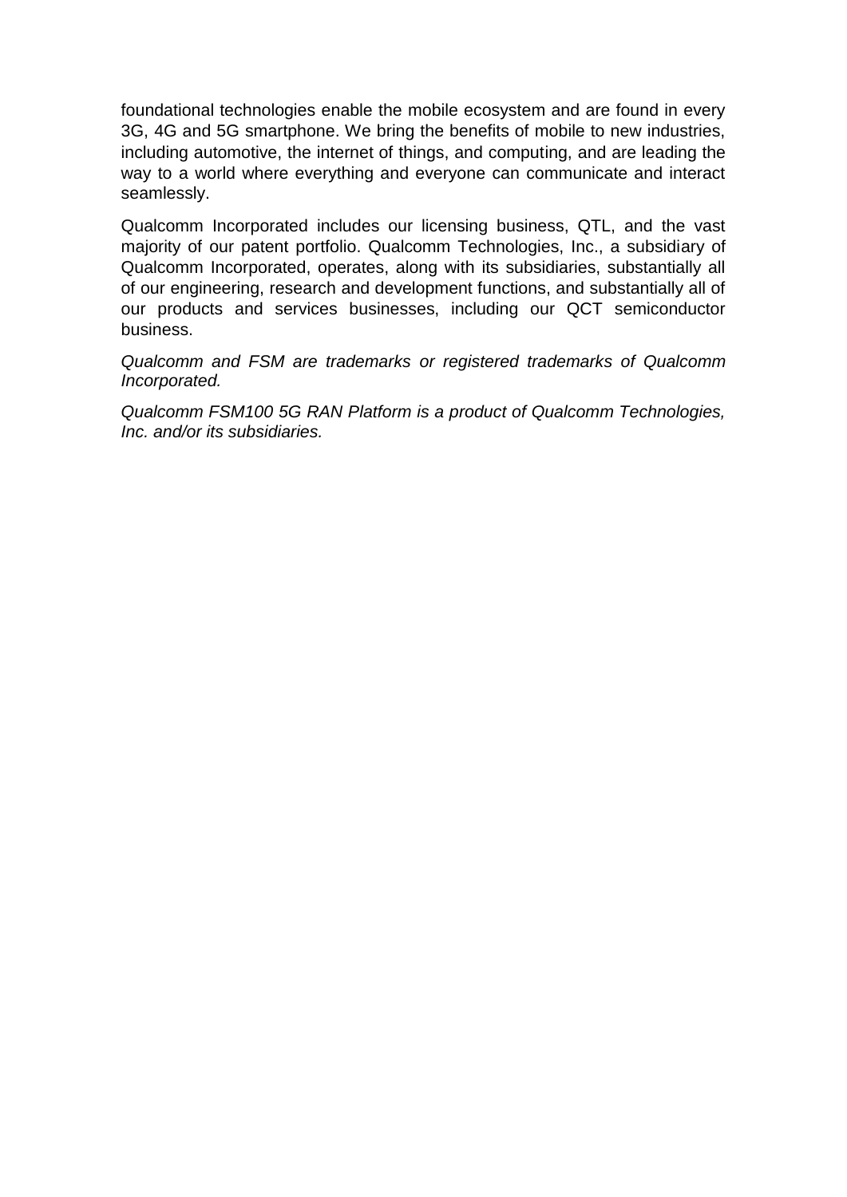foundational technologies enable the mobile ecosystem and are found in every 3G, 4G and 5G smartphone. We bring the benefits of mobile to new industries, including automotive, the internet of things, and computing, and are leading the way to a world where everything and everyone can communicate and interact seamlessly.

Qualcomm Incorporated includes our licensing business, QTL, and the vast majority of our patent portfolio. Qualcomm Technologies, Inc., a subsidiary of Qualcomm Incorporated, operates, along with its subsidiaries, substantially all of our engineering, research and development functions, and substantially all of our products and services businesses, including our QCT semiconductor business.

*Qualcomm and FSM are trademarks or registered trademarks of Qualcomm Incorporated.*

*Qualcomm FSM100 5G RAN Platform is a product of Qualcomm Technologies, Inc. and/or its subsidiaries.*